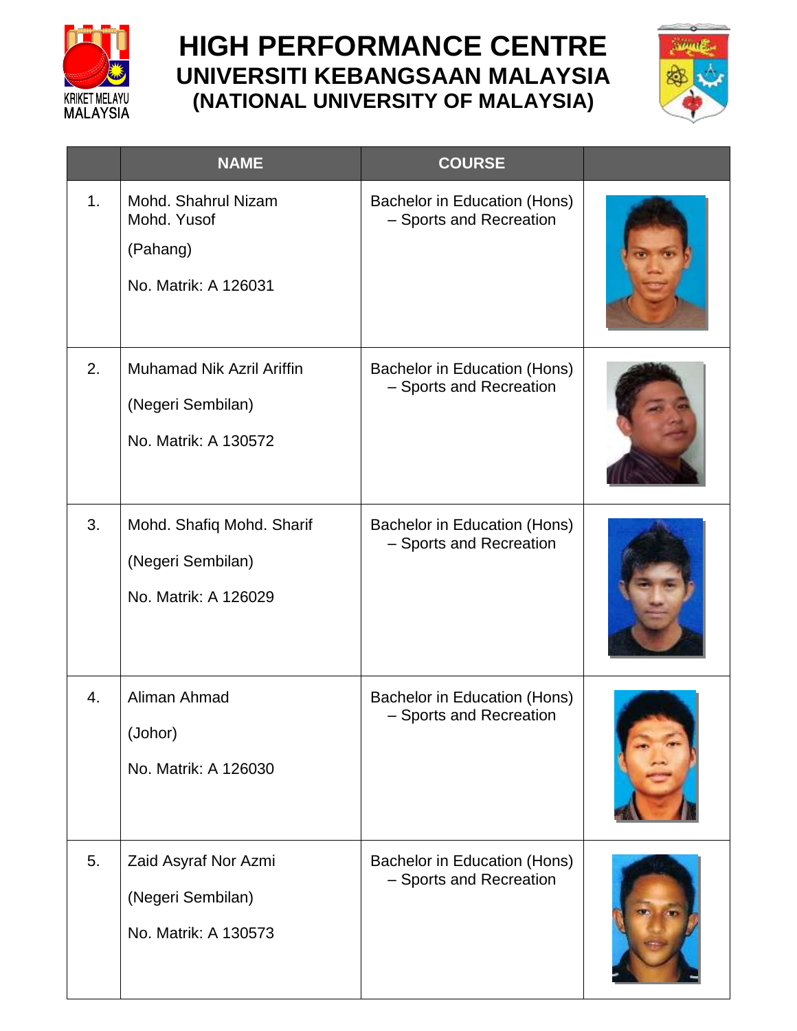# HIGH PERFORMANCE CENTRE
## UNIVERSITI KEBANGSAAN MALAYSIA
## (NATIONAL UNIVERSITY OF MALAYSIA)

| | NAME | COURSE | |
|---|---|---|---|
| 1. | Mohd. Shahrul Nizam Mohd. Yusof<br><br>(Pahang)<br><br>No. Matrik: A 126031 | Bachelor in Education (Hons) – Sports and Recreation | |
| 2. | Muhamad Nik Azril Ariffin<br><br>(Negeri Sembilan)<br><br>No. Matrik: A 130572 | Bachelor in Education (Hons) – Sports and Recreation | |
| 3. | Mohd. Shafiq Mohd. Sharif<br><br>(Negeri Sembilan)<br><br>No. Matrik: A 126029 | Bachelor in Education (Hons) – Sports and Recreation | |
| 4. | Aliman Ahmad<br><br>(Johor)<br><br>No. Matrik: A 126030 | Bachelor in Education (Hons) – Sports and Recreation | |
| 5. | Zaid Asyraf Nor Azmi<br><br>(Negeri Sembilan)<br><br>No. Matrik: A 130573 | Bachelor in Education (Hons) – Sports and Recreation | |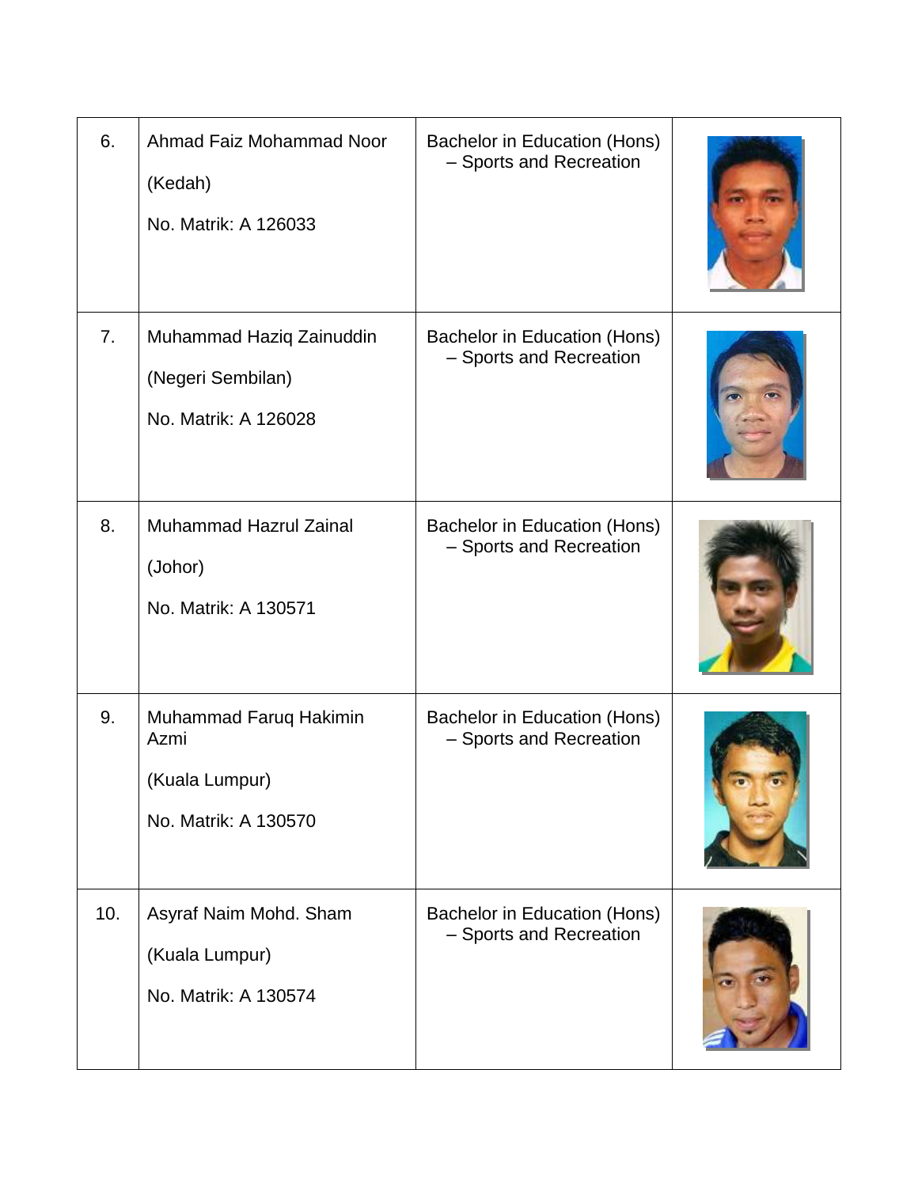| | | | |
|---|---|---|---|
| 6. | Ahmad Faiz Mohammad Noor<br><br>(Kedah)<br><br>No. Matrik: A 126033 | Bachelor in Education (Hons) – Sports and Recreation | |
| 7. | Muhammad Haziq Zainuddin<br><br>(Negeri Sembilan)<br><br>No. Matrik: A 126028 | Bachelor in Education (Hons) – Sports and Recreation | |
| 8. | Muhammad Hazrul Zainal<br><br>(Johor)<br><br>No. Matrik: A 130571 | Bachelor in Education (Hons) – Sports and Recreation | |
| 9. | Muhammad Faruq Hakimin Azmi<br><br>(Kuala Lumpur)<br><br>No. Matrik: A 130570 | Bachelor in Education (Hons) – Sports and Recreation | |
| 10. | Asyraf Naim Mohd. Sham<br><br>(Kuala Lumpur)<br><br>No. Matrik: A 130574 | Bachelor in Education (Hons) – Sports and Recreation | |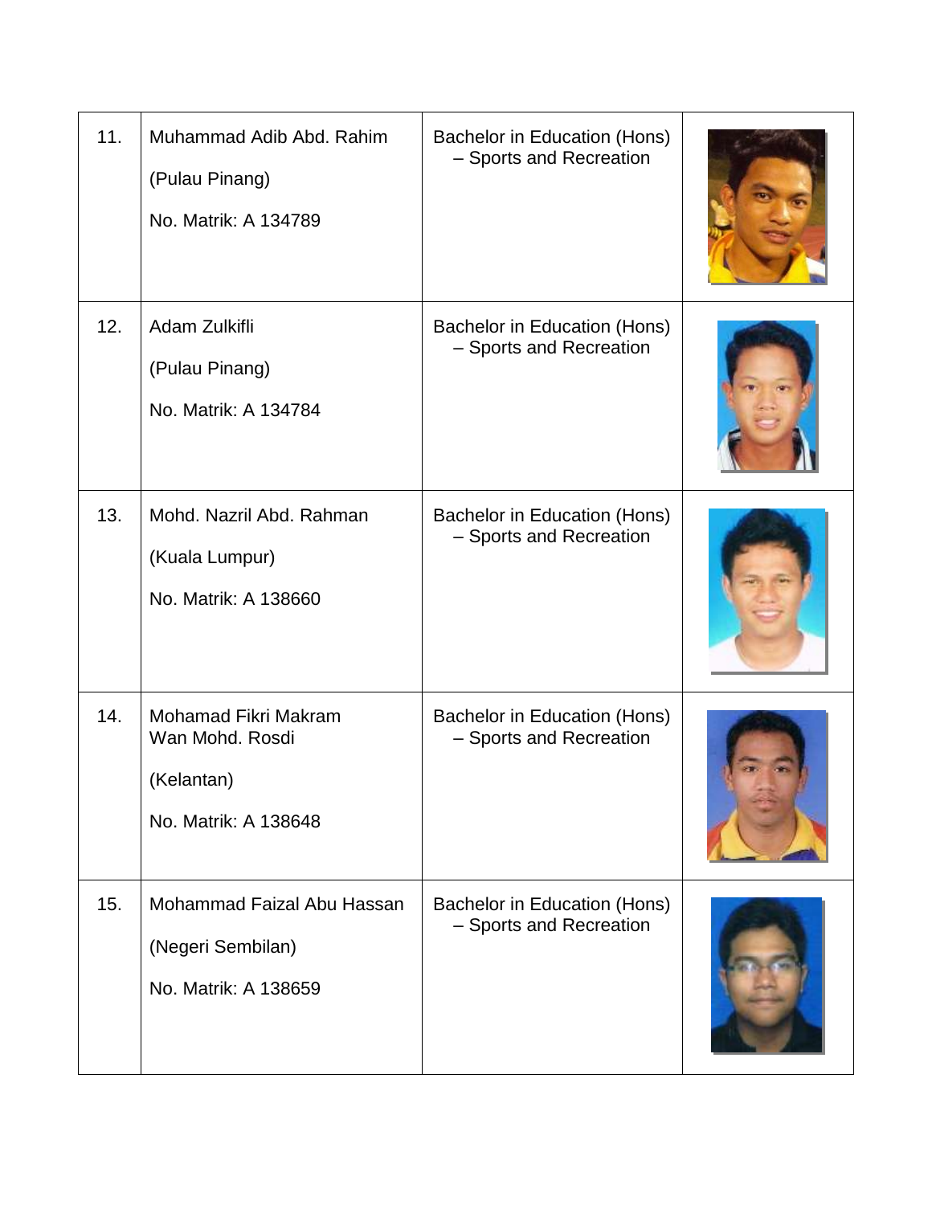| | | | |
|---|---|---|---|
| 11. | Muhammad Adib Abd. Rahim<br><br>(Pulau Pinang)<br><br>No. Matrik: A 134789 | Bachelor in Education (Hons) – Sports and Recreation | |
| 12. | Adam Zulkifli<br><br>(Pulau Pinang)<br><br>No. Matrik: A 134784 | Bachelor in Education (Hons) – Sports and Recreation | |
| 13. | Mohd. Nazril Abd. Rahman<br><br>(Kuala Lumpur)<br><br>No. Matrik: A 138660 | Bachelor in Education (Hons) – Sports and Recreation | |
| 14. | Mohamad Fikri Makram Wan Mohd. Rosdi<br><br>(Kelantan)<br><br>No. Matrik: A 138648 | Bachelor in Education (Hons) – Sports and Recreation | |
| 15. | Mohammad Faizal Abu Hassan<br><br>(Negeri Sembilan)<br><br>No. Matrik: A 138659 | Bachelor in Education (Hons) – Sports and Recreation | |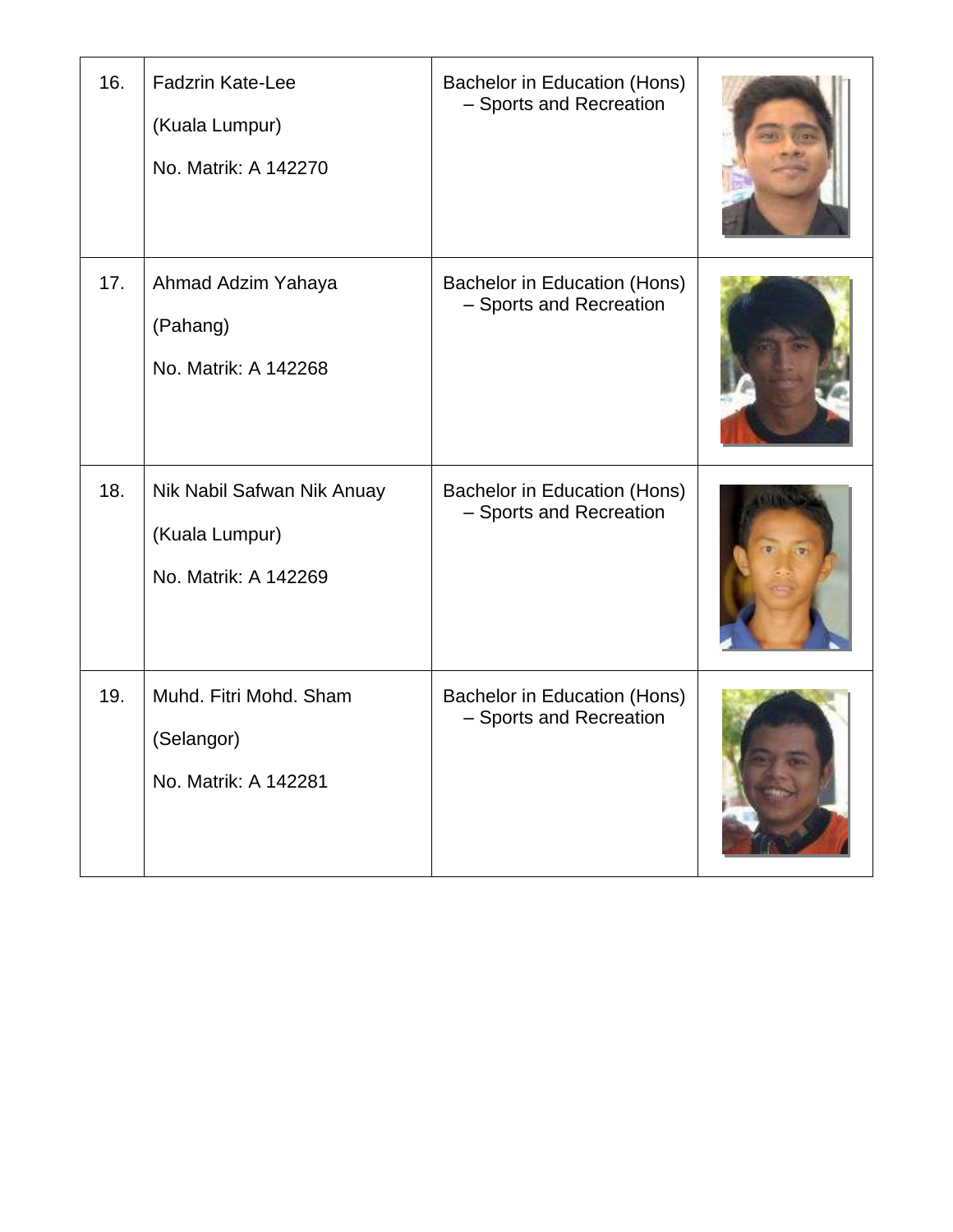| | | | |
|---|---|---|---|
| 16. | Fadzrin Kate-Lee<br><br>(Kuala Lumpur)<br><br>No. Matrik: A 142270 | Bachelor in Education (Hons) – Sports and Recreation | |
| 17. | Ahmad Adzim Yahaya<br><br>(Pahang)<br><br>No. Matrik: A 142268 | Bachelor in Education (Hons) – Sports and Recreation | |
| 18. | Nik Nabil Safwan Nik Anuay<br><br>(Kuala Lumpur)<br><br>No. Matrik: A 142269 | Bachelor in Education (Hons) – Sports and Recreation | |
| 19. | Muhd. Fitri Mohd. Sham<br><br>(Selangor)<br><br>No. Matrik: A 142281 | Bachelor in Education (Hons) – Sports and Recreation | |